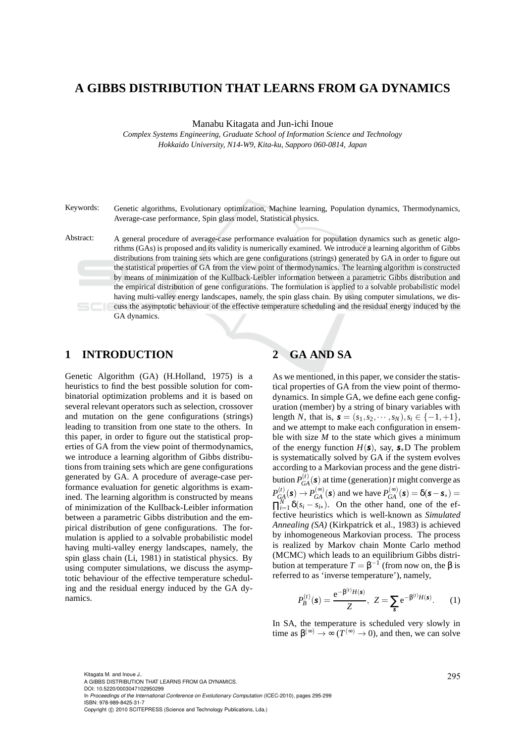# A GIBBS DISTRIBUTION THAT LEARNS FROM GA DYNAMICS

Manabu Kitagata and Jun-ichi Inoue

*Complex Systems Engineering, Graduate School of Information Science and Technology*
*Hokkaido University, N14-W9, Kita-ku, Sapporo 060-0814, Japan*

Keywords: Genetic algorithms, Evolutionary optimization, Machine learning, Population dynamics, Thermodynamics, Average-case performance, Spin glass model, Statistical physics.

Abstract: A general procedure of average-case performance evaluation for population dynamics such as genetic algorithms (GAs) is proposed and its validity is numerically examined. We introduce a learning algorithm of Gibbs distributions from training sets which are gene configurations (strings) generated by GA in order to figure out the statistical properties of GA from the view point of thermodynamics. The learning algorithm is constructed by means of minimization of the Kullback-Leibler information between a parametric Gibbs distribution and the empirical distribution of gene configurations. The formulation is applied to a solvable probabilistic model having multi-valley energy landscapes, namely, the spin glass chain. By using computer simulations, we discuss the asymptotic behaviour of the effective temperature scheduling and the residual energy induced by the GA dynamics.

## 1 INTRODUCTION

Genetic Algorithm (GA) (H.Holland, 1975) is a heuristics to find the best possible solution for combinatorial optimization problems and it is based on several relevant operators such as selection, crossover and mutation on the gene configurations (strings) leading to transition from one state to the others. In this paper, in order to figure out the statistical properties of GA from the view point of thermodynamics, we introduce a learning algorithm of Gibbs distributions from training sets which are gene configurations generated by GA. A procedure of average-case performance evaluation for genetic algorithms is examined. The learning algorithm is constructed by means of minimization of the Kullback-Leibler information between a parametric Gibbs distribution and the empirical distribution of gene configurations. The formulation is applied to a solvable probabilistic model having multi-valley energy landscapes, namely, the spin glass chain (Li, 1981) in statistical physics. By using computer simulations, we discuss the asymptotic behaviour of the effective temperature scheduling and the residual energy induced by the GA dynamics.

## 2 GA AND SA

As we mentioned, in this paper, we consider the statistical properties of GA from the view point of thermodynamics. In simple GA, we define each gene configuration (member) by a string of binary variables with length $N$, that is, $\boldsymbol{s} = (s_1, s_2, \cdots, s_N), s_i \in \{-1, +1\}$, and we attempt to make each configuration in ensemble with size $M$ to the state which gives a minimum of the energy function $H(\boldsymbol{s})$, say, $\boldsymbol{s}_*$D The problem is systematically solved by GA if the system evolves according to a Markovian process and the gene distribution $P_{GA}^{(t)}(\boldsymbol{s})$ at time (generation) $t$ might converge as $P_{GA}^{(t)}(\boldsymbol{s}) \to P_{GA}^{(\infty)}(\boldsymbol{s})$ and we have $P_{GA}^{(\infty)}(\boldsymbol{s}) = \delta(\boldsymbol{s} - \boldsymbol{s}_*) = \prod_{i=1}^{N} \delta(s_i - s_{i*})$. On the other hand, one of the effective heuristics which is well-known as *Simulated Annealing (SA)* (Kirkpatrick et al., 1983) is achieved by inhomogeneous Markovian process. The process is realized by Markov chain Monte Carlo method (MCMC) which leads to an equilibrium Gibbs distribution at temperature $T = \beta^{-1}$ (from now on, the $\beta$ is referred to as 'inverse temperature'), namely,

$$P_B^{(t)}(\boldsymbol{s}) = \frac{e^{-\beta^{(t)} H(\boldsymbol{s})}}{Z}, \quad Z = \sum_{\boldsymbol{s}} e^{-\beta^{(t)} H(\boldsymbol{s})}. \tag{1}$$

In SA, the temperature is scheduled very slowly in time as $\beta^{(\infty)} \to \infty$ ($T^{(\infty)} \to 0$), and then, we can solve

Kitagata M. and Inoue J..
A GIBBS DISTRIBUTION THAT LEARNS FROM GA DYNAMICS.
DOI: 10.5220/0003047102950299
In *Proceedings of the International Conference on Evolutionary Computation* (ICEC-2010), pages 295-299
ISBN: 978-989-8425-31-7
Copyright © 2010 SCITEPRESS (Science and Technology Publications, Lda.)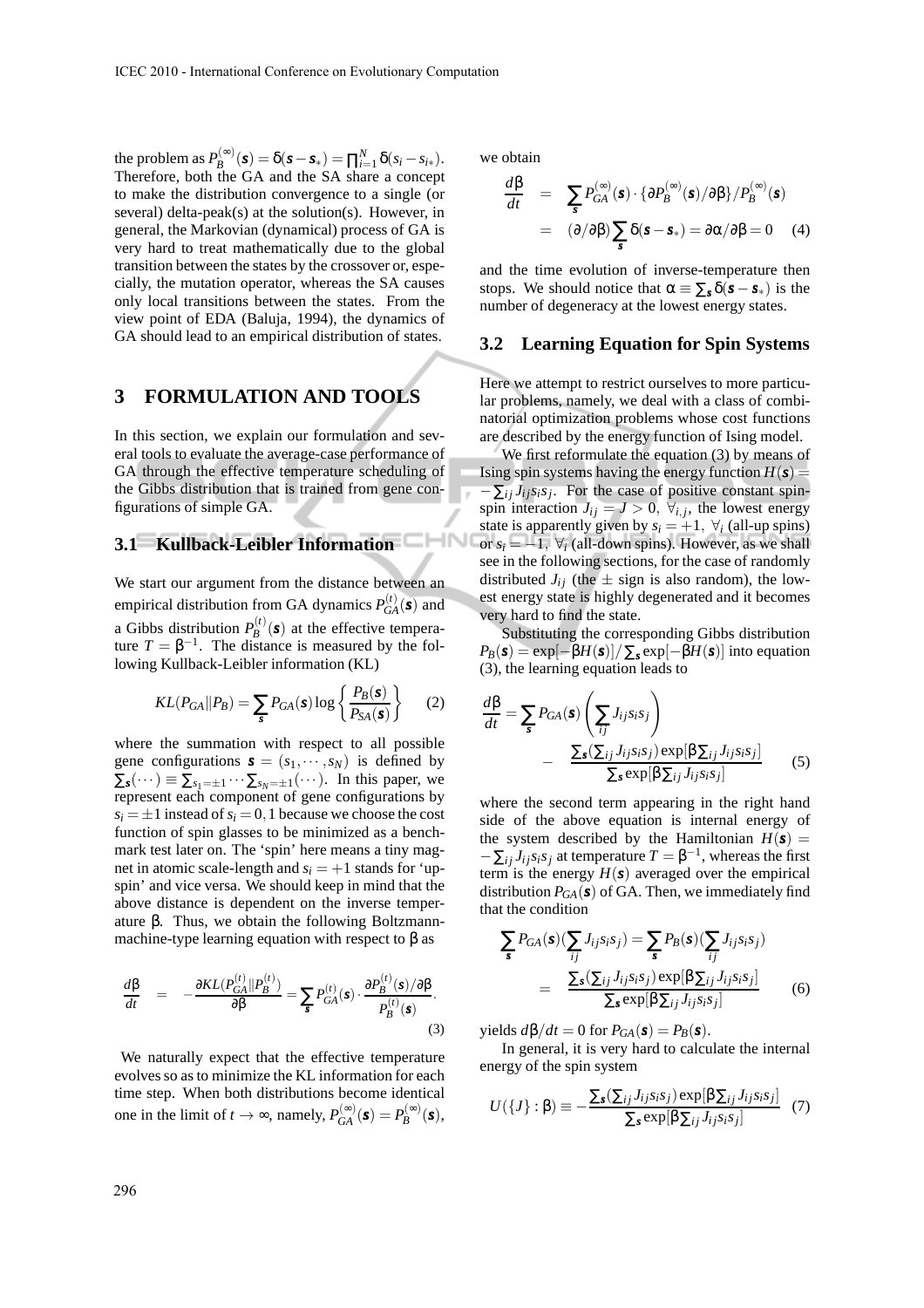the problem as $P_B^{(\infty)}(\boldsymbol{s}) = \delta(\boldsymbol{s}-\boldsymbol{s}_*) = \prod_{i=1}^N \delta(s_i - s_{i*})$. Therefore, both the GA and the SA share a concept to make the distribution convergence to a single (or several) delta-peak(s) at the solution(s). However, in general, the Markovian (dynamical) process of GA is very hard to treat mathematically due to the global transition between the states by the crossover or, especially, the mutation operator, whereas the SA causes only local transitions between the states. From the view point of EDA (Baluja, 1994), the dynamics of GA should lead to an empirical distribution of states.

## 3 FORMULATION AND TOOLS

In this section, we explain our formulation and several tools to evaluate the average-case performance of GA through the effective temperature scheduling of the Gibbs distribution that is trained from gene configurations of simple GA.

### 3.1 Kullback-Leibler Information

We start our argument from the distance between an empirical distribution from GA dynamics $P_{GA}^{(t)}(\boldsymbol{s})$ and a Gibbs distribution $P_B^{(t)}(\boldsymbol{s})$ at the effective temperature $T = \beta^{-1}$. The distance is measured by the following Kullback-Leibler information (KL)

$$KL(P_{GA}\|P_B) = \sum_{\boldsymbol{s}} P_{GA}(\boldsymbol{s}) \log\left\{\frac{P_B(\boldsymbol{s})}{P_{SA}(\boldsymbol{s})}\right\} \quad (2)$$

where the summation with respect to all possible gene configurations $\boldsymbol{s} = (s_1, \cdots, s_N)$ is defined by $\sum_{\boldsymbol{s}}(\cdots) \equiv \sum_{s_1=\pm1}\cdots\sum_{s_N=\pm1}(\cdots)$. In this paper, we represent each component of gene configurations by $s_i = \pm 1$ instead of $s_i = 0, 1$ because we choose the cost function of spin glasses to be minimized as a benchmark test later on. The 'spin' here means a tiny magnet in atomic scale-length and $s_i = +1$ stands for 'up-spin' and vice versa. We should keep in mind that the above distance is dependent on the inverse temperature $\beta$. Thus, we obtain the following Boltzmann-machine-type learning equation with respect to $\beta$ as

$$\frac{d\beta}{dt} = -\frac{\partial KL(P_{GA}^{(t)}\|P_B^{(t)})}{\partial\beta} = \sum_{\boldsymbol{s}} P_{GA}^{(t)}(\boldsymbol{s}) \cdot \frac{\partial P_B^{(t)}(\boldsymbol{s})/\partial\beta}{P_B^{(t)}(\boldsymbol{s})}. \quad (3)$$

We naturally expect that the effective temperature evolves so as to minimize the KL information for each time step. When both distributions become identical one in the limit of $t \to \infty$, namely, $P_{GA}^{(\infty)}(\boldsymbol{s}) = P_B^{(\infty)}(\boldsymbol{s})$, we obtain

$$\begin{aligned}\frac{d\beta}{dt} &= \sum_{\boldsymbol{s}} P_{GA}^{(\infty)}(\boldsymbol{s}) \cdot \{\partial P_B^{(\infty)}(\boldsymbol{s})/\partial\beta\}/P_B^{(\infty)}(\boldsymbol{s}) \\ &= (\partial/\partial\beta)\sum_{\boldsymbol{s}} \delta(\boldsymbol{s}-\boldsymbol{s}_*) = \partial\alpha/\partial\beta = 0 \quad (4)\end{aligned}$$

and the time evolution of inverse-temperature then stops. We should notice that $\alpha \equiv \sum_{\boldsymbol{s}} \delta(\boldsymbol{s}-\boldsymbol{s}_*)$ is the number of degeneracy at the lowest energy states.

### 3.2 Learning Equation for Spin Systems

Here we attempt to restrict ourselves to more particular problems, namely, we deal with a class of combinatorial optimization problems whose cost functions are described by the energy function of Ising model.

We first reformulate the equation (3) by means of Ising spin systems having the energy function $H(\boldsymbol{s}) = -\sum_{ij} J_{ij} s_i s_j$. For the case of positive constant spin-spin interaction $J_{ij} = J > 0,\ \forall_{i,j}$, the lowest energy state is apparently given by $s_i = +1,\ \forall_i$ (all-up spins) or $s_i = -1,\ \forall_i$ (all-down spins). However, as we shall see in the following sections, for the case of randomly distributed $J_{ij}$ (the $\pm$ sign is also random), the lowest energy state is highly degenerated and it becomes very hard to find the state.

Substituting the corresponding Gibbs distribution $P_B(\boldsymbol{s}) = \exp[-\beta H(\boldsymbol{s})]/\sum_{\boldsymbol{s}} \exp[-\beta H(\boldsymbol{s})]$ into equation (3), the learning equation leads to

$$\frac{d\beta}{dt} = \sum_{\boldsymbol{s}} P_{GA}(\boldsymbol{s})\left(\sum_{ij} J_{ij} s_i s_j\right) - \frac{\sum_{\boldsymbol{s}}(\sum_{ij} J_{ij} s_i s_j)\exp[\beta\sum_{ij} J_{ij} s_i s_j]}{\sum_{\boldsymbol{s}}\exp[\beta\sum_{ij} J_{ij} s_i s_j]} \quad (5)$$

where the second term appearing in the right hand side of the above equation is internal energy of the system described by the Hamiltonian $H(\boldsymbol{s}) = -\sum_{ij} J_{ij} s_i s_j$ at temperature $T = \beta^{-1}$, whereas the first term is the energy $H(\boldsymbol{s})$ averaged over the empirical distribution $P_{GA}(\boldsymbol{s})$ of GA. Then, we immediately find that the condition

$$\begin{aligned}\sum_{\boldsymbol{s}} P_{GA}(\boldsymbol{s})(\sum_{ij} J_{ij} s_i s_j) &= \sum_{\boldsymbol{s}} P_B(\boldsymbol{s})(\sum_{ij} J_{ij} s_i s_j) \\ &= \frac{\sum_{\boldsymbol{s}}(\sum_{ij} J_{ij} s_i s_j)\exp[\beta\sum_{ij} J_{ij} s_i s_j]}{\sum_{\boldsymbol{s}}\exp[\beta\sum_{ij} J_{ij} s_i s_j]} \quad (6)\end{aligned}$$

yields $d\beta/dt = 0$ for $P_{GA}(\boldsymbol{s}) = P_B(\boldsymbol{s})$.

In general, it is very hard to calculate the internal energy of the spin system

$$U(\{J\}:\beta) \equiv -\frac{\sum_{\boldsymbol{s}}(\sum_{ij} J_{ij} s_i s_j)\exp[\beta\sum_{ij} J_{ij} s_i s_j]}{\sum_{\boldsymbol{s}}\exp[\beta\sum_{ij} J_{ij} s_i s_j]} \quad (7)$$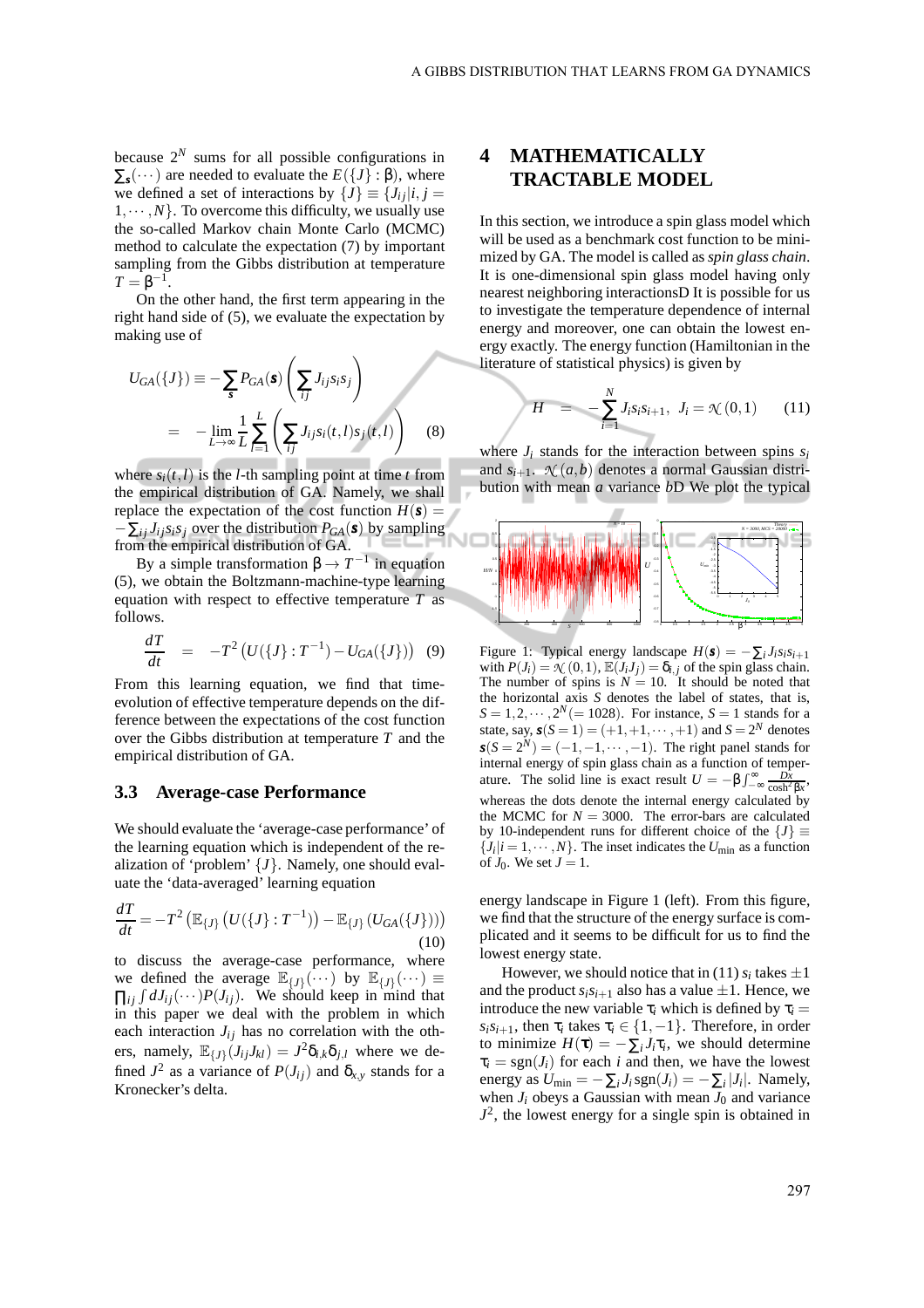because $2^N$ sums for all possible configurations in $\sum_{\boldsymbol{s}}(\cdots)$ are needed to evaluate the $E(\{J\}:\beta)$, where we defined a set of interactions by $\{J\} \equiv \{J_{ij}|i,j = 1,\cdots,N\}$. To overcome this difficulty, we usually use the so-called Markov chain Monte Carlo (MCMC) method to calculate the expectation (7) by important sampling from the Gibbs distribution at temperature $T = \beta^{-1}$.

On the other hand, the first term appearing in the right hand side of (5), we evaluate the expectation by making use of

$$
\begin{aligned}
U_{GA}(\{J\}) &\equiv -\sum_{\boldsymbol{s}} P_{GA}(\boldsymbol{s}) \left(\sum_{ij} J_{ij} s_i s_j\right) \\
&= -\lim_{L\to\infty} \frac{1}{L} \sum_{l=1}^{L} \left(\sum_{ij} J_{ij} s_i(t,l) s_j(t,l)\right) \qquad (8)
\end{aligned}
$$

where $s_i(t,l)$ is the $l$-th sampling point at time $t$ from the empirical distribution of GA. Namely, we shall replace the expectation of the cost function $H(\boldsymbol{s}) = -\sum_{ij} J_{ij} s_i s_j$ over the distribution $P_{GA}(\boldsymbol{s})$ by sampling from the empirical distribution of GA.

By a simple transformation $\beta \to T^{-1}$ in equation (5), we obtain the Boltzmann-machine-type learning equation with respect to effective temperature $T$ as follows.

$$
\frac{dT}{dt} = -T^2 \left(U(\{J\}:T^{-1}) - U_{GA}(\{J\})\right) \qquad (9)
$$

From this learning equation, we find that time-evolution of effective temperature depends on the difference between the expectations of the cost function over the Gibbs distribution at temperature $T$ and the empirical distribution of GA.

### 3.3 Average-case Performance

We should evaluate the 'average-case performance' of the learning equation which is independent of the realization of 'problem' $\{J\}$. Namely, one should evaluate the 'data-averaged' learning equation

$$
\frac{dT}{dt} = -T^2 \left(\mathbb{E}_{\{J\}}\left(U(\{J\}:T^{-1})\right) - \mathbb{E}_{\{J\}}\left(U_{GA}(\{J\})\right)\right) \qquad (10)
$$

to discuss the average-case performance, where we defined the average $\mathbb{E}_{\{J\}}(\cdots)$ by $\mathbb{E}_{\{J\}}(\cdots) \equiv \prod_{ij}\int dJ_{ij}(\cdots)P(J_{ij})$. We should keep in mind that in this paper we deal with the problem in which each interaction $J_{ij}$ has no correlation with the others, namely, $\mathbb{E}_{\{J\}}(J_{ij}J_{kl}) = J^2\delta_{i,k}\delta_{j,l}$ where we defined $J^2$ as a variance of $P(J_{ij})$ and $\delta_{x,y}$ stands for a Kronecker's delta.

## 4 MATHEMATICALLY TRACTABLE MODEL

In this section, we introduce a spin glass model which will be used as a benchmark cost function to be minimized by GA. The model is called as *spin glass chain*. It is one-dimensional spin glass model having only nearest neighboring interactionsD It is possible for us to investigate the temperature dependence of internal energy and moreover, one can obtain the lowest energy exactly. The energy function (Hamiltonian in the literature of statistical physics) is given by

$$
H = -\sum_{i=1}^{N} J_i s_i s_{i+1}, \quad J_i = \mathcal{N}(0,1) \qquad (11)
$$

where $J_i$ stands for the interaction between spins $s_i$ and $s_{i+1}$. $\mathcal{N}(a,b)$ denotes a normal Gaussian distribution with mean $a$ variance $b$D We plot the typical energy landscape in Figure 1 (left). From this figure, we find that the structure of the energy surface is complicated and it seems to be difficult for us to find the lowest energy state.

Figure 1: Typical energy landscape $H(\boldsymbol{s}) = -\sum_i J_i s_i s_{i+1}$ with $P(J_i) = \mathcal{N}(0,1)$, $\mathbb{E}(J_i J_j) = \delta_{i,j}$ of the spin glass chain. The number of spins is $N = 10$. It should be noted that the horizontal axis $S$ denotes the label of states, that is, $S = 1,2,\cdots,2^N (= 1028)$. For instance, $S = 1$ stands for a state, say, $\boldsymbol{s}(S=1) = (+1,+1,\cdots,+1)$ and $S = 2^N$ denotes $\boldsymbol{s}(S=2^N) = (-1,-1,\cdots,-1)$. The right panel stands for internal energy of spin glass chain as a function of temperature. The solid line is exact result $U = -\beta\int_{-\infty}^{\infty}\frac{Dx}{\cosh^2\beta x}$, whereas the dots denote the internal energy calculated by the MCMC for $N = 3000$. The error-bars are calculated by 10-independent runs for different choice of the $\{J\} \equiv \{J_i|i = 1,\cdots,N\}$. The inset indicates the $U_{\rm min}$ as a function of $J_0$. We set $J = 1$.

However, we should notice that in (11) $s_i$ takes $\pm 1$ and the product $s_i s_{i+1}$ also has a value $\pm 1$. Hence, we introduce the new variable $\tau_i$ which is defined by $\tau_i = s_i s_{i+1}$, then $\tau_i$ takes $\tau_i \in \{1,-1\}$. Therefore, in order to minimize $H(\boldsymbol{\tau}) = -\sum_i J_i \tau_i$, we should determine $\tau_i = {\rm sgn}(J_i)$ for each $i$ and then, we have the lowest energy as $U_{\rm min} = -\sum_i J_i\,{\rm sgn}(J_i) = -\sum_i |J_i|$. Namely, when $J_i$ obeys a Gaussian with mean $J_0$ and variance $J^2$, the lowest energy for a single spin is obtained in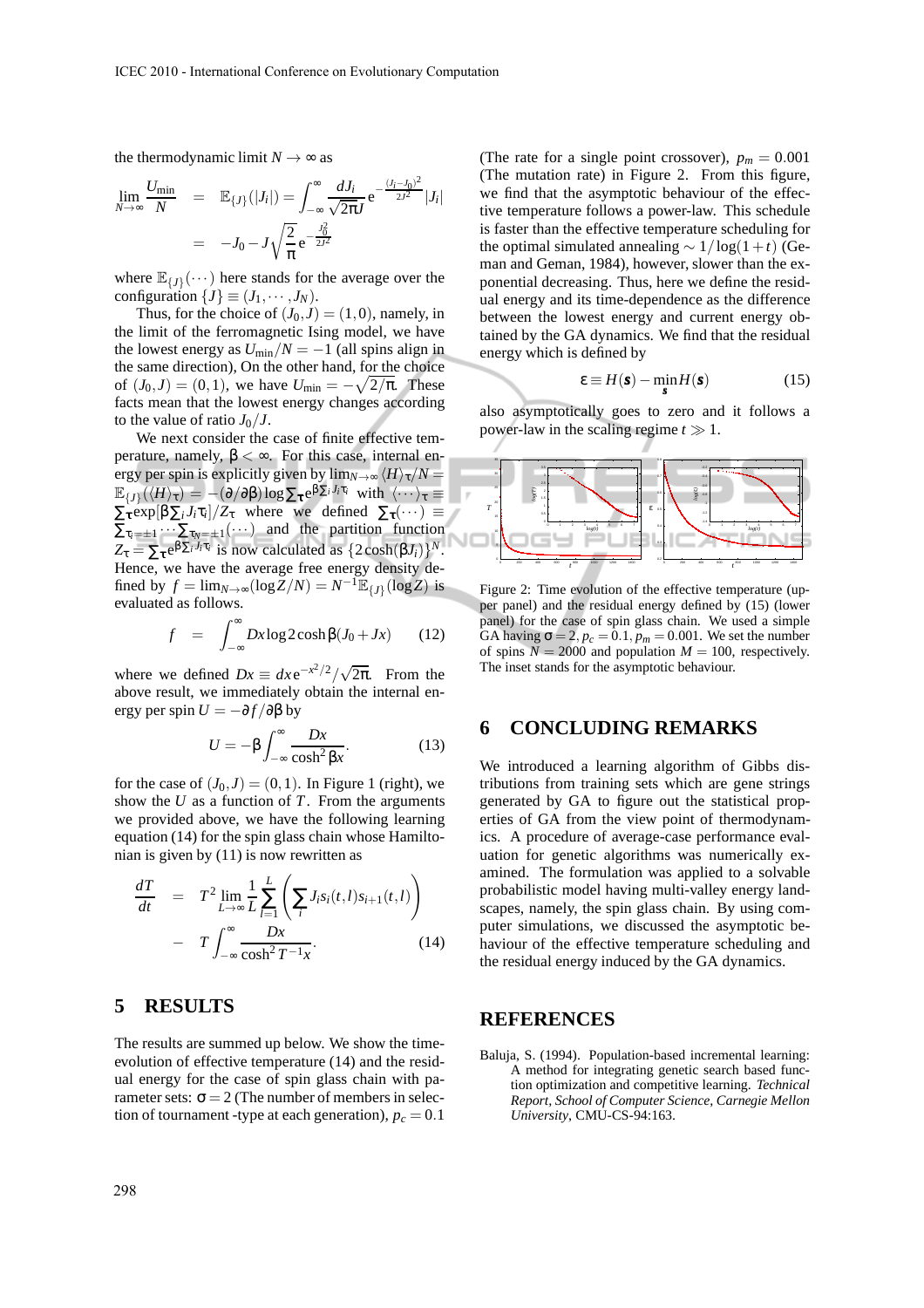the thermodynamic limit $N \to \infty$ as

$$\lim_{N\to\infty} \frac{U_{\min}}{N} = \mathbb{E}_{\{J\}}(|J_i|) = \int_{-\infty}^{\infty} \frac{dJ_i}{\sqrt{2\pi}J} e^{-\frac{(J_i-J_0)^2}{2J^2}} |J_i| = -J_0 - J\sqrt{\frac{2}{\pi}} e^{-\frac{J_0^2}{2J^2}}$$

where $\mathbb{E}_{\{J\}}(\cdots)$ here stands for the average over the configuration $\{J\} \equiv (J_1, \cdots, J_N)$.

Thus, for the choice of $(J_0, J) = (1, 0)$, namely, in the limit of the ferromagnetic Ising model, we have the lowest energy as $U_{\min}/N = -1$ (all spins align in the same direction), On the other hand, for the choice of $(J_0, J) = (0, 1)$, we have $U_{\min} = -\sqrt{2/\pi}$. These facts mean that the lowest energy changes according to the value of ratio $J_0/J$.

We next consider the case of finite effective temperature, namely, $\beta < \infty$. For this case, internal energy per spin is explicitly given by $\lim_{N\to\infty}\langle H\rangle_\tau/N = \mathbb{E}_{\{J\}}(\langle H\rangle_\tau) = -(\partial/\partial\beta)\log\sum_\tau e^{\beta\sum_i J_i\tau_i}$ with $\langle\cdots\rangle_\tau \equiv \sum_\tau \exp[\beta\sum_i J_i\tau_i]/Z_\tau$ where we defined $\sum_\tau(\cdots) \equiv \sum_{\tau_1=\pm1}\cdots\sum_{\tau_N=\pm1}(\cdots)$ and the partition function $Z_\tau = \sum_\tau e^{\beta\sum_i J_i\tau_i}$ is now calculated as $\{2\cosh(\beta J_i)\}^N$. Hence, we have the average free energy density defined by $f = \lim_{N\to\infty}(\log Z/N) = N^{-1}\mathbb{E}_{\{J\}}(\log Z)$ is evaluated as follows.

$$f = \int_{-\infty}^{\infty} Dx \log 2\cosh\beta(J_0 + Jx) \qquad (12)$$

where we defined $Dx \equiv dx\, e^{-x^2/2}/\sqrt{2\pi}$. From the above result, we immediately obtain the internal energy per spin $U = -\partial f/\partial\beta$ by

$$U = -\beta\int_{-\infty}^{\infty} \frac{Dx}{\cosh^2\beta x}. \qquad (13)$$

for the case of $(J_0, J) = (0, 1)$. In Figure 1 (right), we show the $U$ as a function of $T$. From the arguments we provided above, we have the following learning equation (14) for the spin glass chain whose Hamiltonian is given by (11) is now rewritten as

$$\frac{dT}{dt} = T^2 \lim_{L\to\infty}\frac{1}{L}\sum_{l=1}^{L}\left(\sum_i J_i s_i(t,l) s_{i+1}(t,l)\right) - T\int_{-\infty}^{\infty}\frac{Dx}{\cosh^2 T^{-1}x}. \qquad (14)$$

## 5 RESULTS

The results are summed up below. We show the time-evolution of effective temperature (14) and the residual energy of spin glass chain with parameter sets: $\sigma = 2$ (The number of members in selection of tournament -type at each generation), $p_c = 0.1$ (The rate for a single point crossover), $p_m = 0.001$ (The mutation rate) in Figure 2. From this figure, we find that the asymptotic behaviour of the effective temperature follows a power-law. This schedule is faster than the effective temperature scheduling for the optimal simulated annealing $\sim 1/\log(1+t)$ (Geman and Geman, 1984), however, slower than the exponential decreasing. Thus, here we define the residual energy and its time-dependence as the difference between the lowest energy and current energy obtained by the GA dynamics. We find that the residual energy which is defined by

$$\varepsilon \equiv H(\mathbf{s}) - \min_{\mathbf{s}} H(\mathbf{s}) \qquad (15)$$

also asymptotically goes to zero and it follows a power-law in the scaling regime $t \gg 1$.

Figure 2: Time evolution of the effective temperature (upper panel) and the residual energy defined by (15) (lower panel) for the case of spin glass chain. We used a simple GA having $\sigma = 2$, $p_c = 0.1$, $p_m = 0.001$. We set the number of spins $N = 2000$ and population $M = 100$, respectively. The inset stands for the asymptotic behaviour.

## 6 CONCLUDING REMARKS

We introduced a learning algorithm of Gibbs distributions from training sets which are gene strings generated by GA to figure out the statistical properties of GA from the view point of thermodynamics. A procedure of average-case performance evaluation for genetic algorithms was numerically examined. The formulation was applied to a solvable probabilistic model having multi-valley energy landscapes, namely, the spin glass chain. By using computer simulations, we discussed the asymptotic behaviour of the effective temperature scheduling and the residual energy induced by the GA dynamics.

## REFERENCES

Baluja, S. (1994). Population-based incremental learning: A method for integrating genetic search based function optimization and competitive learning. *Technical Report, School of Computer Science, Carnegie Mellon University*, CMU-CS-94:163.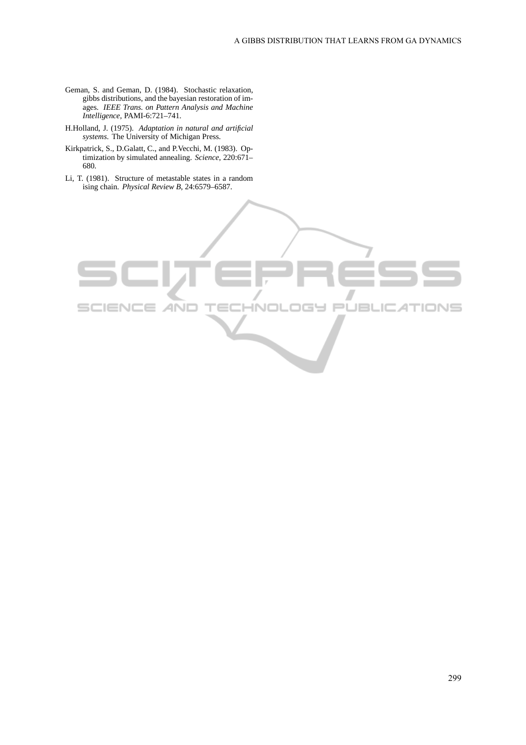Geman, S. and Geman, D. (1984). Stochastic relaxation, gibbs distributions, and the bayesian restoration of images. *IEEE Trans. on Pattern Analysis and Machine Intelligence*, PAMI-6:721–741.

H.Holland, J. (1975). *Adaptation in natural and artificial systems*. The University of Michigan Press.

Kirkpatrick, S., D.Galatt, C., and P.Vecchi, M. (1983). Optimization by simulated annealing. *Science*, 220:671–680.

Li, T. (1981). Structure of metastable states in a random ising chain. *Physical Review B*, 24:6579–6587.